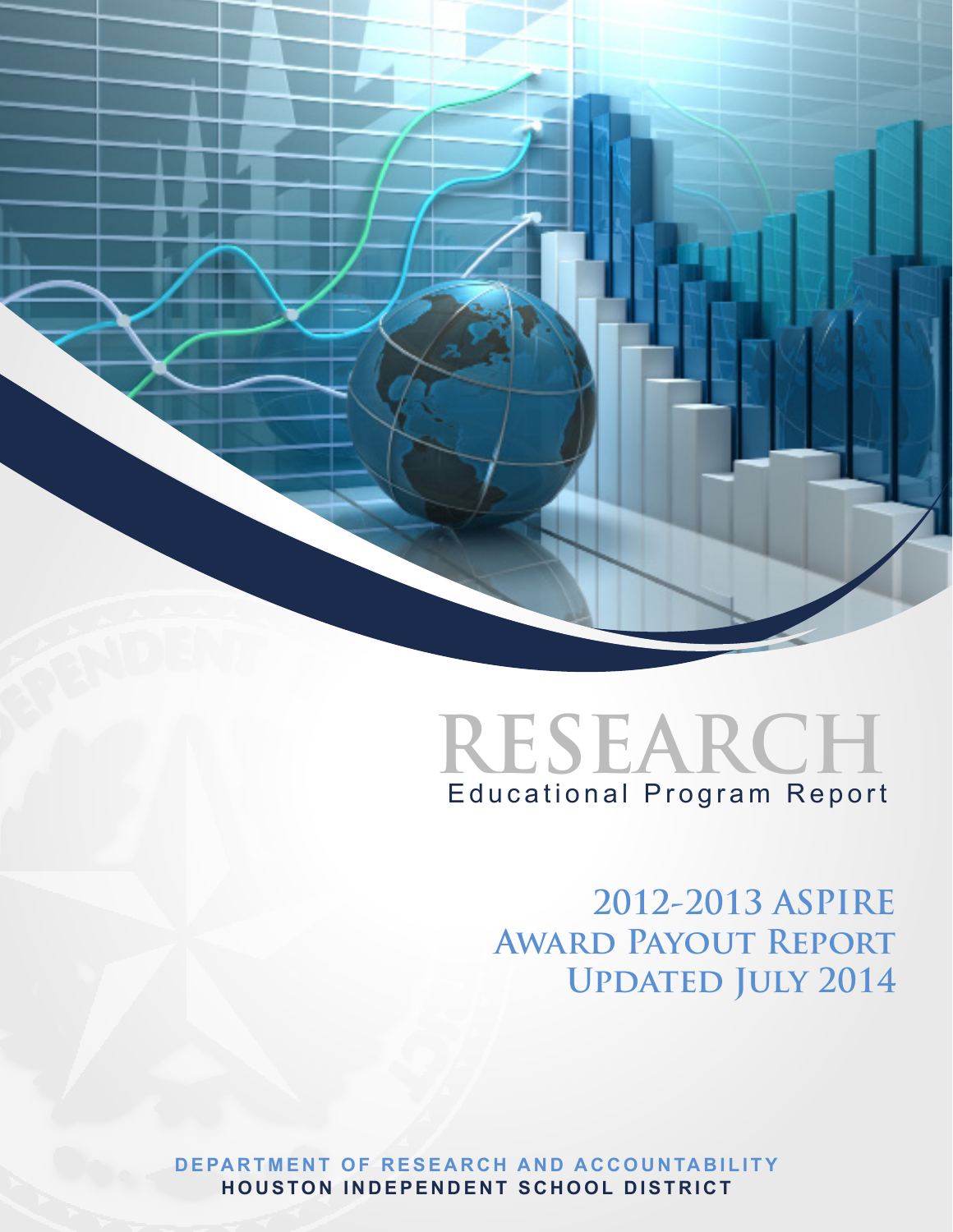# RESEARCH

Educational Program Report

## 2012-2013 ASPIRE Award Payout Report Updated July 2014

**DEPARTMENT OF RESEARCH AND ACCOUNTABILITY**
**HOUSTON INDEPENDENT SCHOOL DISTRICT**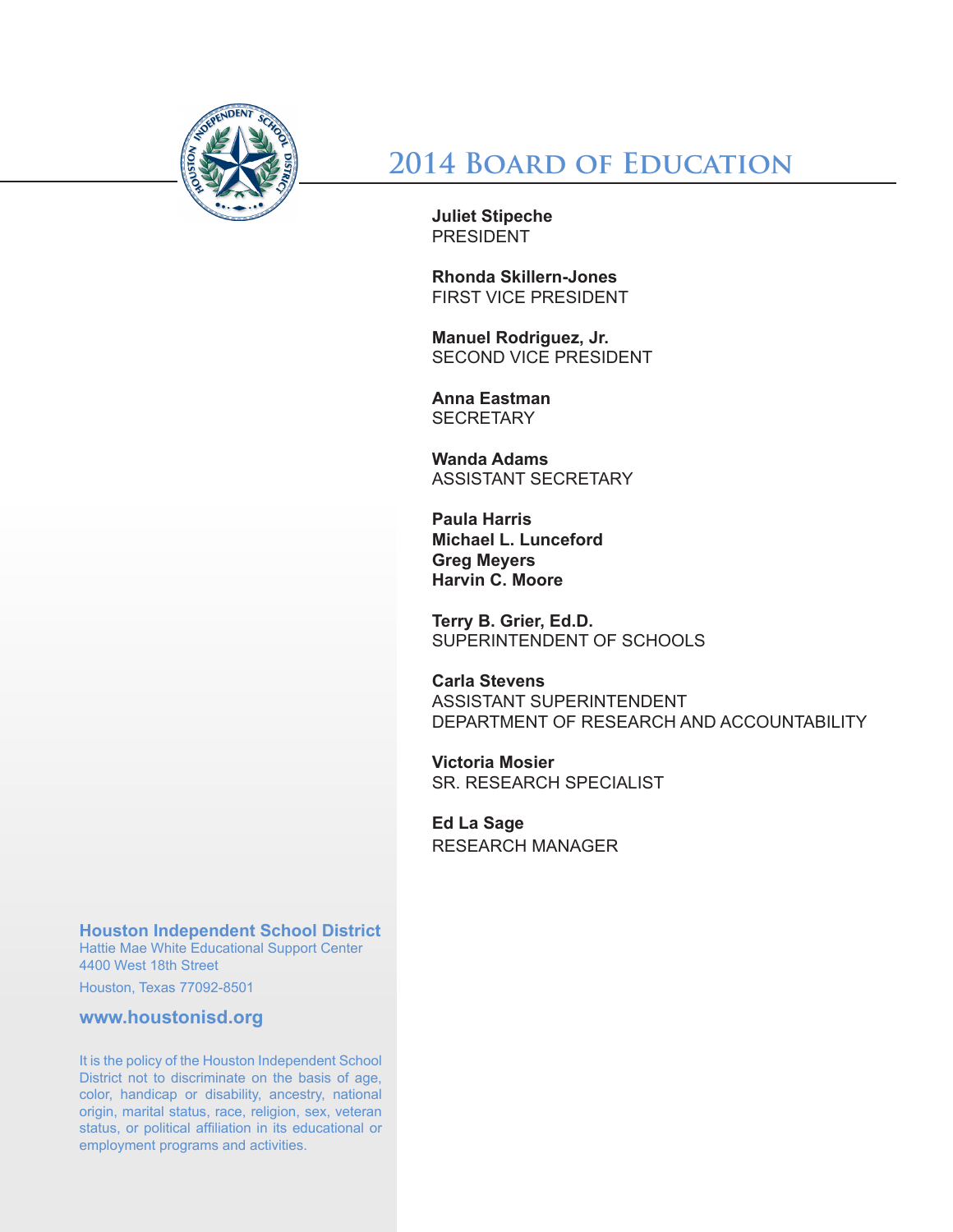# 2014 Board of Education

**Juliet Stipeche**
PRESIDENT

**Rhonda Skillern-Jones**
FIRST VICE PRESIDENT

**Manuel Rodriguez, Jr.**
SECOND VICE PRESIDENT

**Anna Eastman**
SECRETARY

**Wanda Adams**
ASSISTANT SECRETARY

**Paula Harris**
**Michael L. Lunceford**
**Greg Meyers**
**Harvin C. Moore**

**Terry B. Grier, Ed.D.**
SUPERINTENDENT OF SCHOOLS

**Carla Stevens**
ASSISTANT SUPERINTENDENT
DEPARTMENT OF RESEARCH AND ACCOUNTABILITY

**Victoria Mosier**
SR. RESEARCH SPECIALIST

**Ed La Sage**
RESEARCH MANAGER

**Houston Independent School District**
Hattie Mae White Educational Support Center
4400 West 18th Street
Houston, Texas 77092-8501

**www.houstonisd.org**

It is the policy of the Houston Independent School District not to discriminate on the basis of age, color, handicap or disability, ancestry, national origin, marital status, race, religion, sex, veteran status, or political affiliation in its educational or employment programs and activities.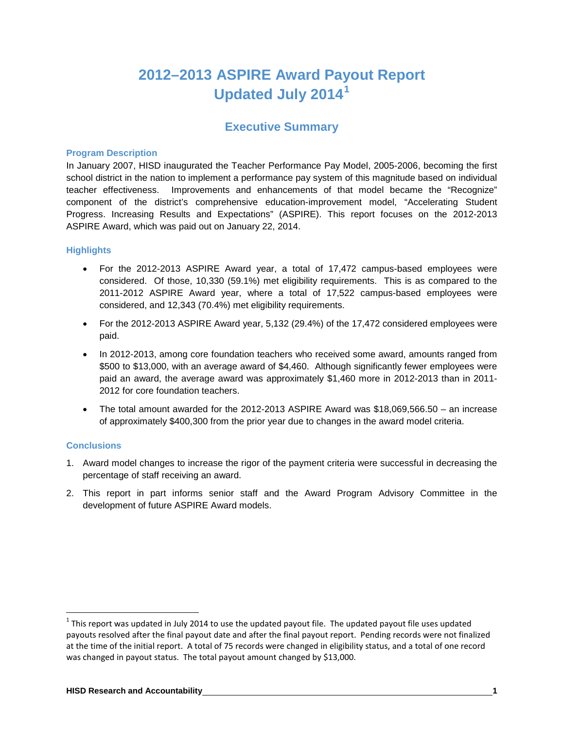# 2012–2013 ASPIRE Award Payout Report Updated July 2014[1]

## Executive Summary

### Program Description

In January 2007, HISD inaugurated the Teacher Performance Pay Model, 2005-2006, becoming the first school district in the nation to implement a performance pay system of this magnitude based on individual teacher effectiveness. Improvements and enhancements of that model became the "Recognize" component of the district's comprehensive education-improvement model, "Accelerating Student Progress. Increasing Results and Expectations" (ASPIRE). This report focuses on the 2012-2013 ASPIRE Award, which was paid out on January 22, 2014.

### Highlights

- For the 2012-2013 ASPIRE Award year, a total of 17,472 campus-based employees were considered. Of those, 10,330 (59.1%) met eligibility requirements. This is as compared to the 2011-2012 ASPIRE Award year, where a total of 17,522 campus-based employees were considered, and 12,343 (70.4%) met eligibility requirements.
- For the 2012-2013 ASPIRE Award year, 5,132 (29.4%) of the 17,472 considered employees were paid.
- In 2012-2013, among core foundation teachers who received some award, amounts ranged from \$500 to \$13,000, with an average award of \$4,460. Although significantly fewer employees were paid an award, the average award was approximately \$1,460 more in 2012-2013 than in 2011-2012 for core foundation teachers.
- The total amount awarded for the 2012-2013 ASPIRE Award was \$18,069,566.50 – an increase of approximately \$400,300 from the prior year due to changes in the award model criteria.

### Conclusions

1. Award model changes to increase the rigor of the payment criteria were successful in decreasing the percentage of staff receiving an award.
2. This report in part informs senior staff and the Award Program Advisory Committee in the development of future ASPIRE Award models.

---

[1] This report was updated in July 2014 to use the updated payout file. The updated payout file uses updated payouts resolved after the final payout date and after the final payout report. Pending records were not finalized at the time of the initial report. A total of 75 records were changed in eligibility status, and a total of one record was changed in payout status. The total payout amount changed by \$13,000.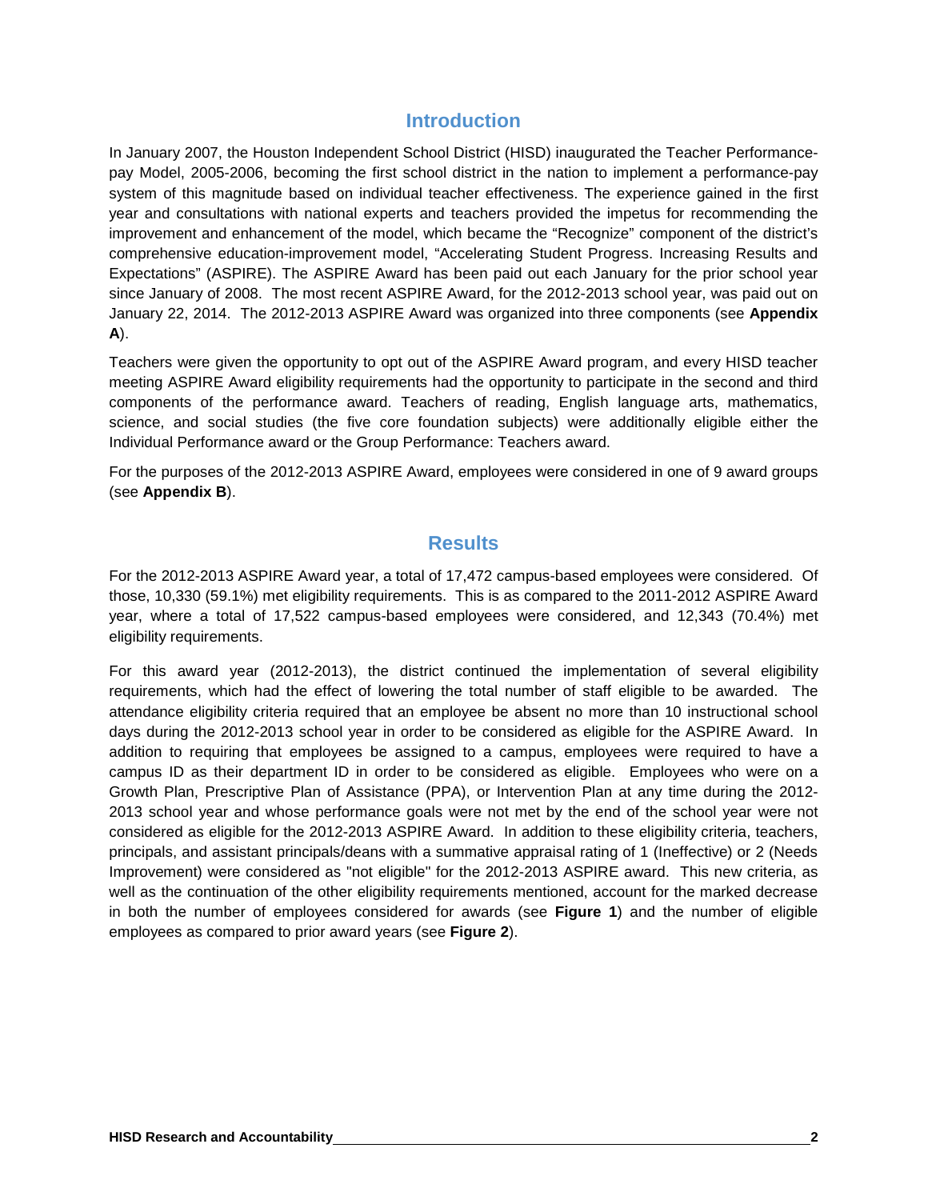## Introduction

In January 2007, the Houston Independent School District (HISD) inaugurated the Teacher Performance-pay Model, 2005-2006, becoming the first school district in the nation to implement a performance-pay system of this magnitude based on individual teacher effectiveness. The experience gained in the first year and consultations with national experts and teachers provided the impetus for recommending the improvement and enhancement of the model, which became the "Recognize" component of the district's comprehensive education-improvement model, "Accelerating Student Progress. Increasing Results and Expectations" (ASPIRE). The ASPIRE Award has been paid out each January for the prior school year since January of 2008. The most recent ASPIRE Award, for the 2012-2013 school year, was paid out on January 22, 2014. The 2012-2013 ASPIRE Award was organized into three components (see **Appendix A**).

Teachers were given the opportunity to opt out of the ASPIRE Award program, and every HISD teacher meeting ASPIRE Award eligibility requirements had the opportunity to participate in the second and third components of the performance award. Teachers of reading, English language arts, mathematics, science, and social studies (the five core foundation subjects) were additionally eligible either the Individual Performance award or the Group Performance: Teachers award.

For the purposes of the 2012-2013 ASPIRE Award, employees were considered in one of 9 award groups (see **Appendix B**).

## Results

For the 2012-2013 ASPIRE Award year, a total of 17,472 campus-based employees were considered. Of those, 10,330 (59.1%) met eligibility requirements. This is as compared to the 2011-2012 ASPIRE Award year, where a total of 17,522 campus-based employees were considered, and 12,343 (70.4%) met eligibility requirements.

For this award year (2012-2013), the district continued the implementation of several eligibility requirements, which had the effect of lowering the total number of staff eligible to be awarded. The attendance eligibility criteria required that an employee be absent no more than 10 instructional school days during the 2012-2013 school year in order to be considered as eligible for the ASPIRE Award. In addition to requiring that employees be assigned to a campus, employees were required to have a campus ID as their department ID in order to be considered as eligible. Employees who were on a Growth Plan, Prescriptive Plan of Assistance (PPA), or Intervention Plan at any time during the 2012-2013 school year and whose performance goals were not met by the end of the school year were not considered as eligible for the 2012-2013 ASPIRE Award. In addition to these eligibility criteria, teachers, principals, and assistant principals/deans with a summative appraisal rating of 1 (Ineffective) or 2 (Needs Improvement) were considered as "not eligible" for the 2012-2013 ASPIRE award. This new criteria, as well as the continuation of the other eligibility requirements mentioned, account for the marked decrease in both the number of employees considered for awards (see **Figure 1**) and the number of eligible employees as compared to prior award years (see **Figure 2**).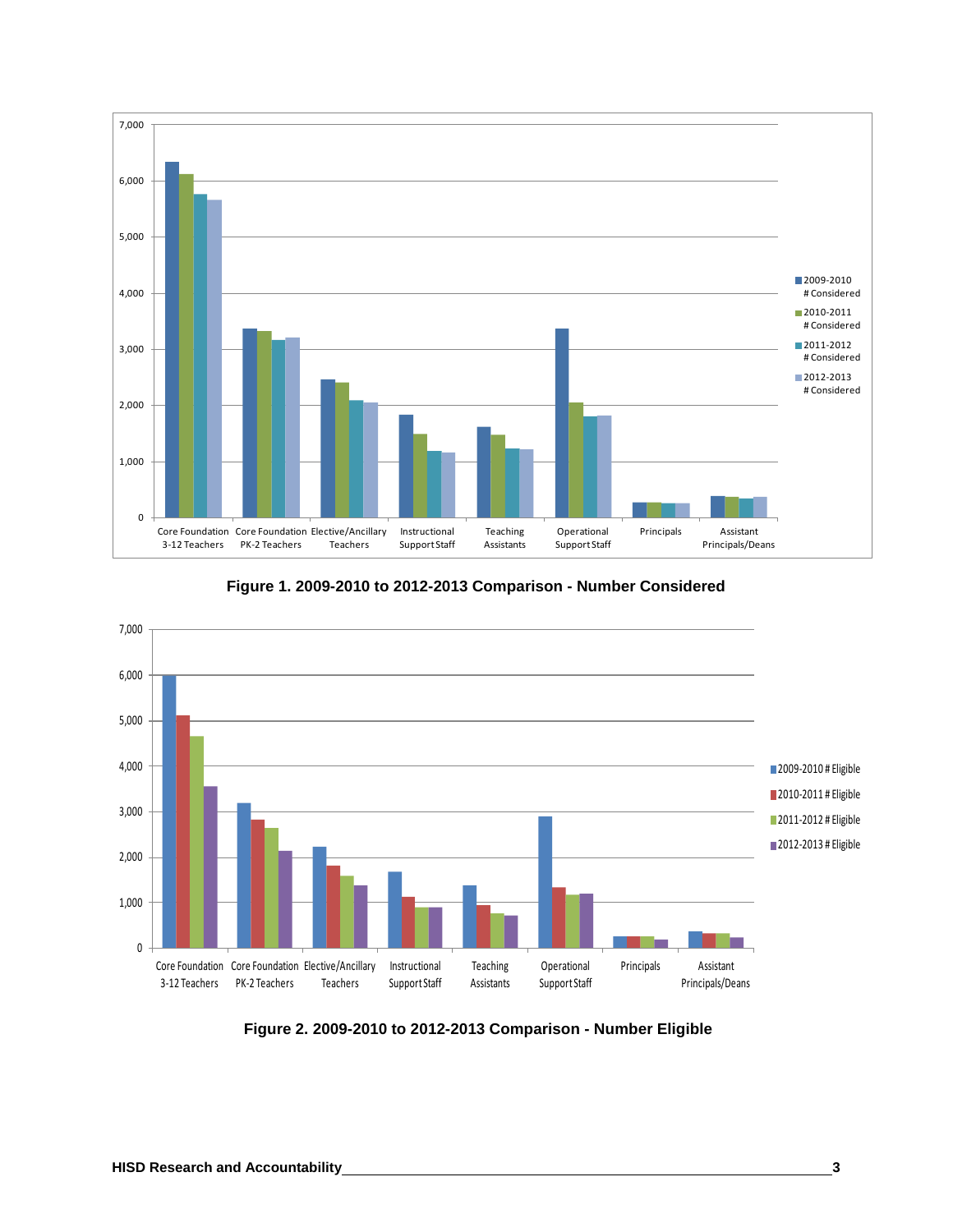Figure 1. 2009-2010 to 2012-2013 Comparison - Number Considered

Figure 2. 2009-2010 to 2012-2013 Comparison - Number Eligible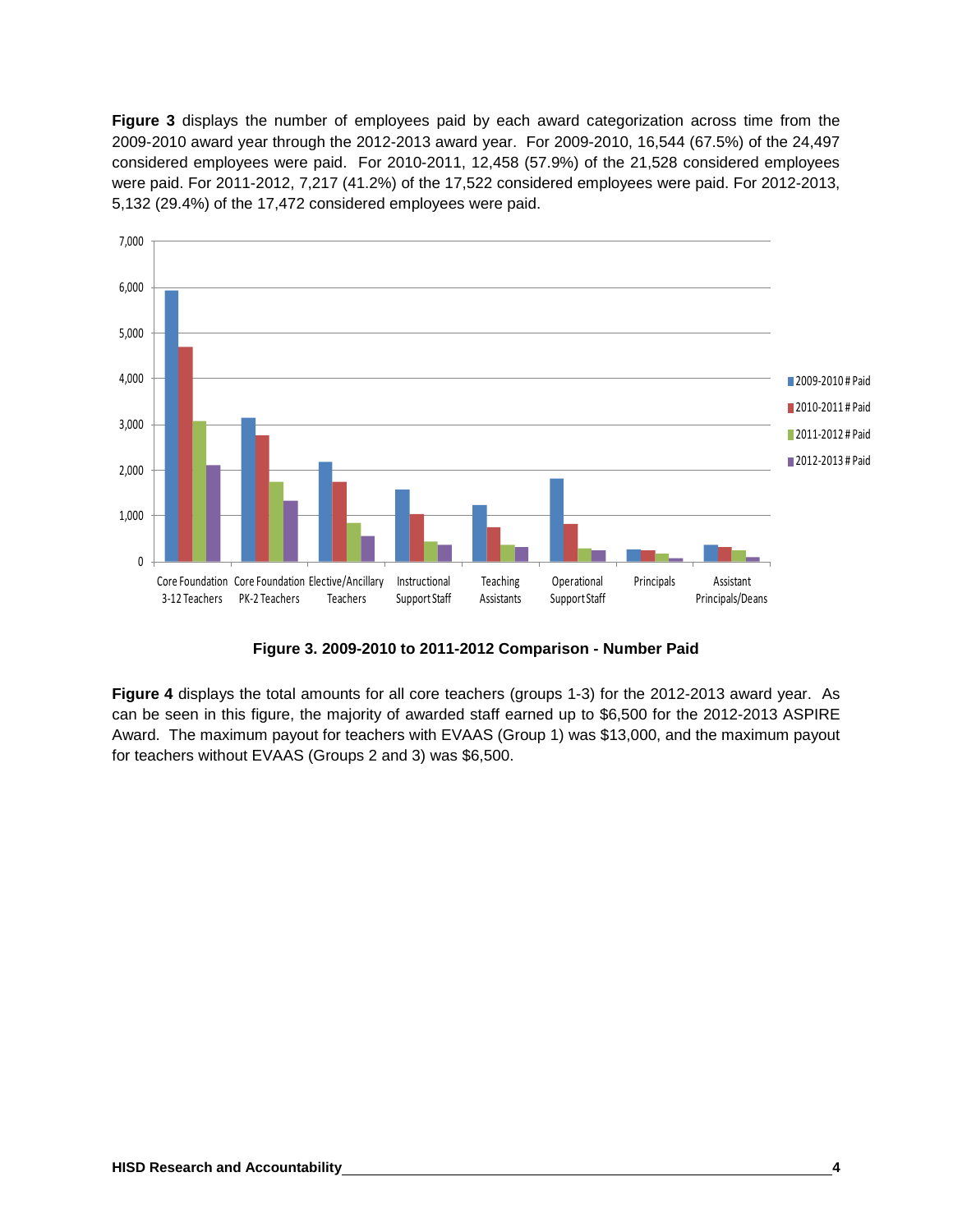**Figure 3** displays the number of employees paid by each award categorization across time from the 2009-2010 award year through the 2012-2013 award year. For 2009-2010, 16,544 (67.5%) of the 24,497 considered employees were paid. For 2010-2011, 12,458 (57.9%) of the 21,528 considered employees were paid. For 2011-2012, 7,217 (41.2%) of the 17,522 considered employees were paid. For 2012-2013, 5,132 (29.4%) of the 17,472 considered employees were paid.

**Figure 3. 2009-2010 to 2011-2012 Comparison - Number Paid**

**Figure 4** displays the total amounts for all core teachers (groups 1-3) for the 2012-2013 award year. As can be seen in this figure, the majority of awarded staff earned up to $6,500 for the 2012-2013 ASPIRE Award. The maximum payout for teachers with EVAAS (Group 1) was $13,000, and the maximum payout for teachers without EVAAS (Groups 2 and 3) was $6,500.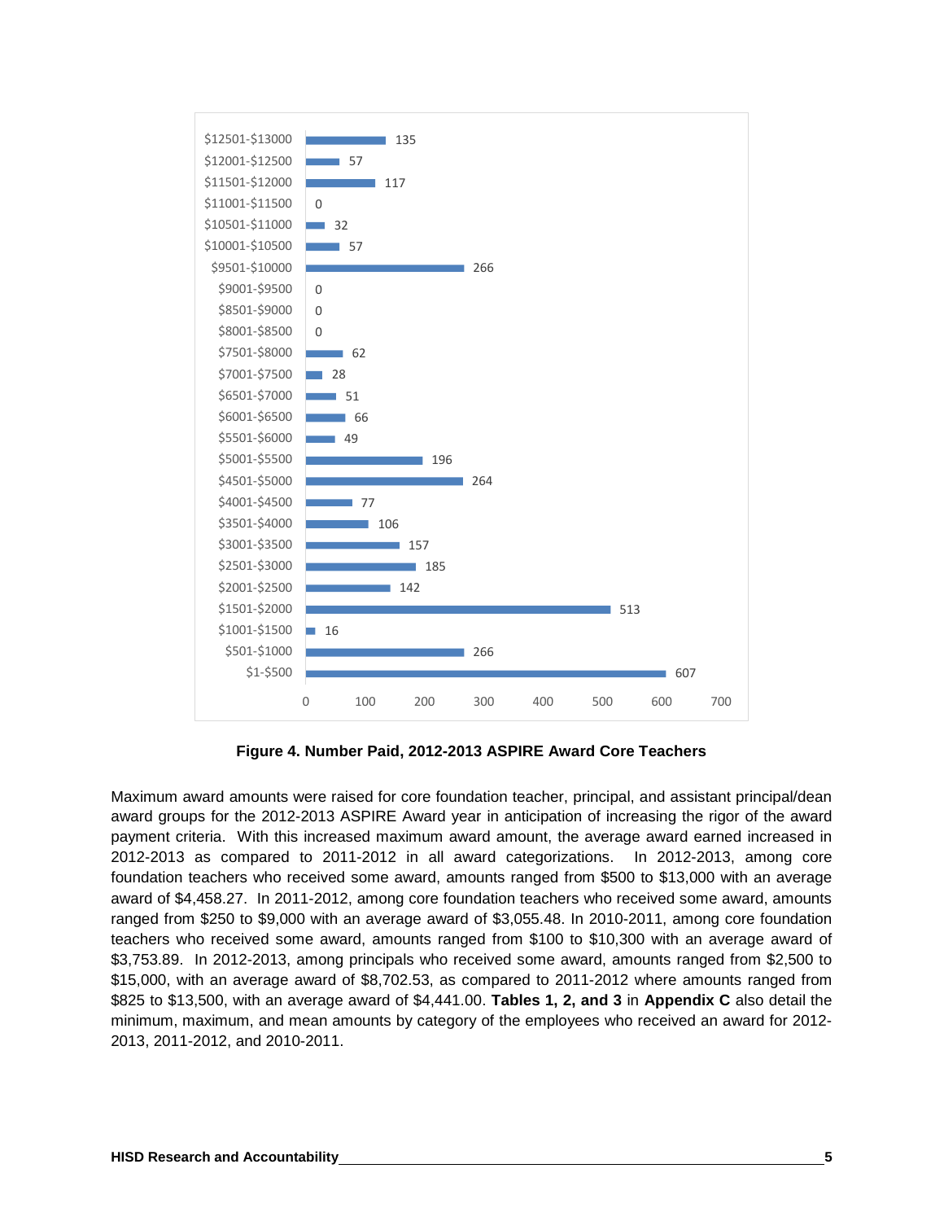| Award Range | Number Paid |
|---|---|
| $12501-$13000 | 135 |
| $12001-$12500 | 57 |
| $11501-$12000 | 117 |
| $11001-$11500 | 0 |
| $10501-$11000 | 32 |
| $10001-$10500 | 57 |
| $9501-$10000 | 266 |
| $9001-$9500 | 0 |
| $8501-$9000 | 0 |
| $8001-$8500 | 0 |
| $7501-$8000 | 62 |
| $7001-$7500 | 28 |
| $6501-$7000 | 51 |
| $6001-$6500 | 66 |
| $5501-$6000 | 49 |
| $5001-$5500 | 196 |
| $4501-$5000 | 264 |
| $4001-$4500 | 77 |
| $3501-$4000 | 106 |
| $3001-$3500 | 157 |
| $2501-$3000 | 185 |
| $2001-$2500 | 142 |
| $1501-$2000 | 513 |
| $1001-$1500 | 16 |
| $501-$1000 | 266 |
| $1-$500 | 607 |

**Figure 4. Number Paid, 2012-2013 ASPIRE Award Core Teachers**

Maximum award amounts were raised for core foundation teacher, principal, and assistant principal/dean award groups for the 2012-2013 ASPIRE Award year in anticipation of increasing the rigor of the award payment criteria. With this increased maximum award amount, the average award earned increased in 2012-2013 as compared to 2011-2012 in all award categorizations. In 2012-2013, among core foundation teachers who received some award, amounts ranged from $500 to $13,000 with an average award of $4,458.27. In 2011-2012, among core foundation teachers who received some award, amounts ranged from $250 to $9,000 with an average award of $3,055.48. In 2010-2011, among core foundation teachers who received some award, amounts ranged from $100 to $10,300 with an average award of $3,753.89. In 2012-2013, among principals who received some award, amounts ranged from $2,500 to $15,000, with an average award of $8,702.53, as compared to 2011-2012 where amounts ranged from $825 to $13,500, with an average award of $4,441.00. **Tables 1, 2, and 3** in **Appendix C** also detail the minimum, maximum, and mean amounts by category of the employees who received an award for 2012-2013, 2011-2012, and 2010-2011.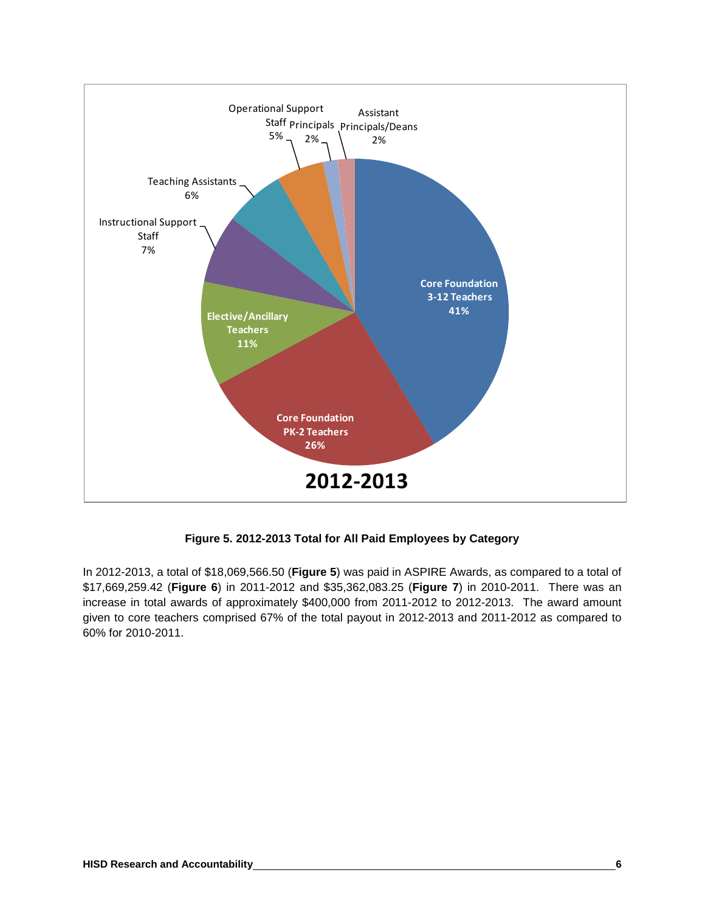**Figure 5. 2012-2013 Total for All Paid Employees by Category**

| Category | Percent |
|---|---|
| Core Foundation 3-12 Teachers | 41% |
| Core Foundation PK-2 Teachers | 26% |
| Elective/Ancillary Teachers | 11% |
| Instructional Support Staff | 7% |
| Teaching Assistants | 6% |
| Operational Support Staff | 5% |
| Principals | 2% |
| Assistant Principals/Deans | 2% |

In 2012-2013, a total of $18,069,566.50 (**Figure 5**) was paid in ASPIRE Awards, as compared to a total of $17,669,259.42 (**Figure 6**) in 2011-2012 and $35,362,083.25 (**Figure 7**) in 2010-2011. There was an increase in total awards of approximately $400,000 from 2011-2012 to 2012-2013. The award amount given to core teachers comprised 67% of the total payout in 2012-2013 and 2011-2012 as compared to 60% for 2010-2011.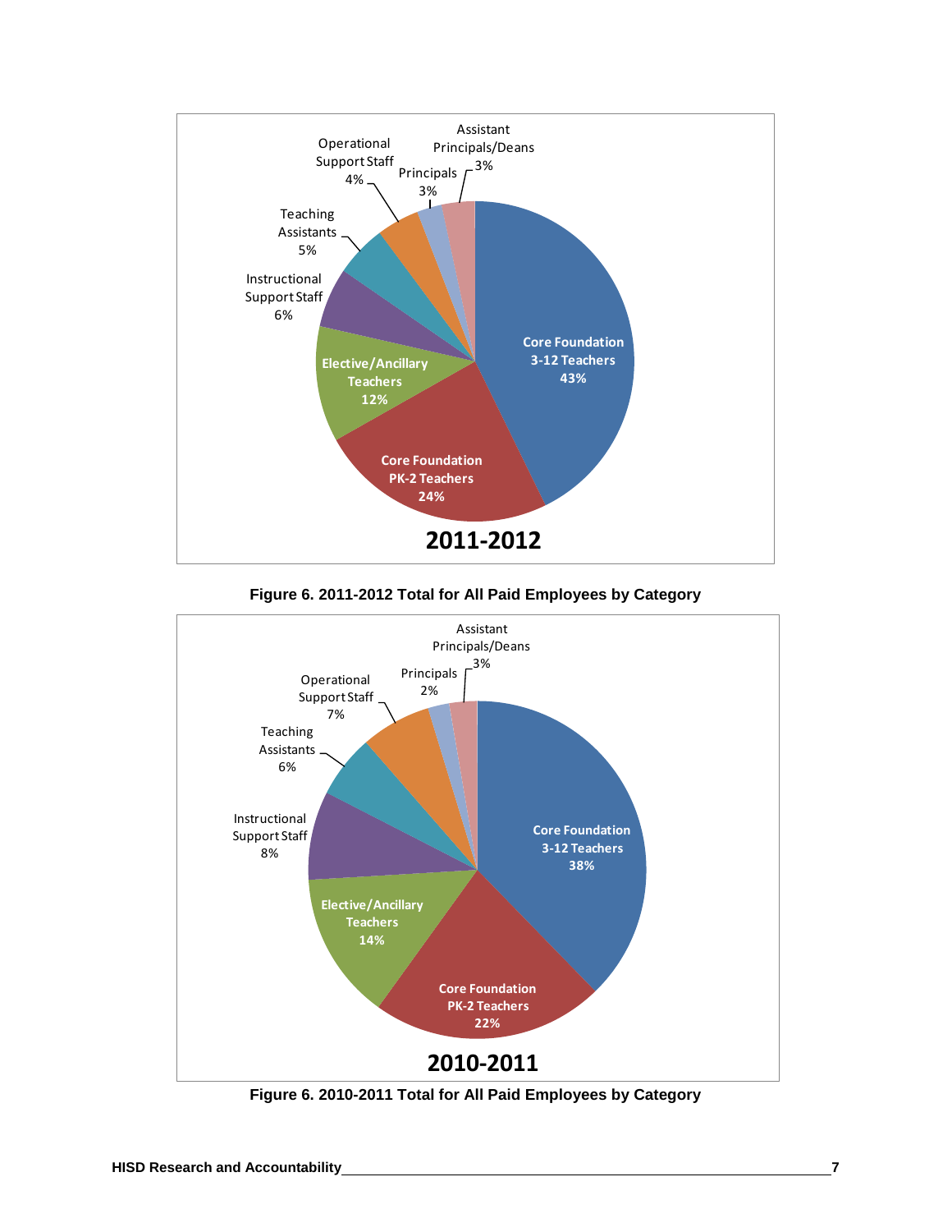**2011-2012**

| Category | Percent |
|---|---|
| Core Foundation 3-12 Teachers | 43% |
| Core Foundation PK-2 Teachers | 24% |
| Elective/Ancillary Teachers | 12% |
| Instructional Support Staff | 6% |
| Teaching Assistants | 5% |
| Operational Support Staff | 4% |
| Principals | 3% |
| Assistant Principals/Deans | 3% |

**Figure 6. 2011-2012 Total for All Paid Employees by Category**

**2010-2011**

| Category | Percent |
|---|---|
| Core Foundation 3-12 Teachers | 38% |
| Core Foundation PK-2 Teachers | 22% |
| Elective/Ancillary Teachers | 14% |
| Instructional Support Staff | 8% |
| Teaching Assistants | 6% |
| Operational Support Staff | 7% |
| Principals | 2% |
| Assistant Principals/Deans | 3% |

**Figure 6. 2010-2011 Total for All Paid Employees by Category**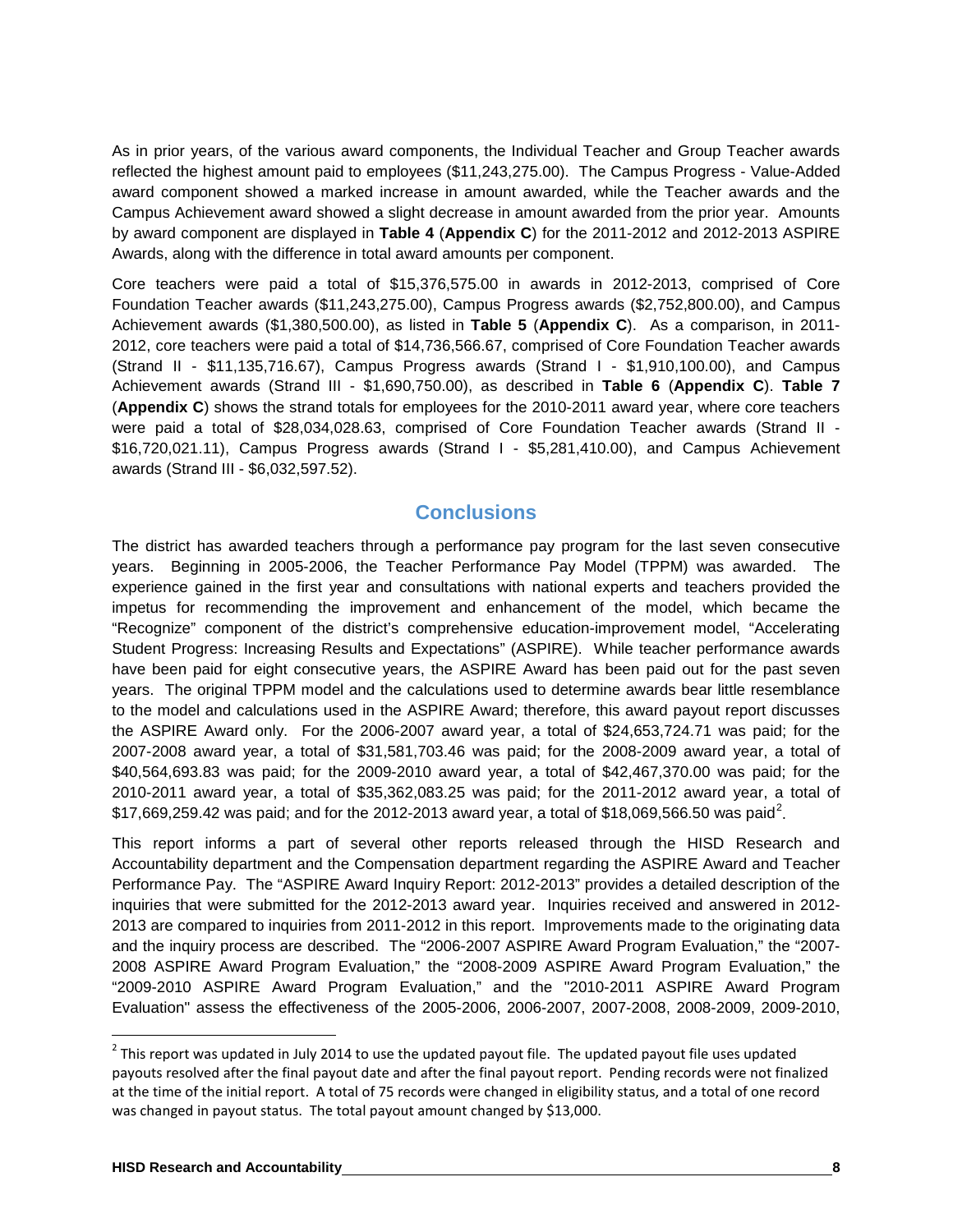As in prior years, of the various award components, the Individual Teacher and Group Teacher awards reflected the highest amount paid to employees ($11,243,275.00). The Campus Progress - Value-Added award component showed a marked increase in amount awarded, while the Teacher awards and the Campus Achievement award showed a slight decrease in amount awarded from the prior year. Amounts by award component are displayed in **Table 4** (**Appendix C**) for the 2011-2012 and 2012-2013 ASPIRE Awards, along with the difference in total award amounts per component.

Core teachers were paid a total of $15,376,575.00 in awards in 2012-2013, comprised of Core Foundation Teacher awards ($11,243,275.00), Campus Progress awards ($2,752,800.00), and Campus Achievement awards ($1,380,500.00), as listed in **Table 5** (**Appendix C**). As a comparison, in 2011-2012, core teachers were paid a total of $14,736,566.67, comprised of Core Foundation Teacher awards (Strand II - $11,135,716.67), Campus Progress awards (Strand I - $1,910,100.00), and Campus Achievement awards (Strand III - $1,690,750.00), as described in **Table 6** (**Appendix C**). **Table 7** (**Appendix C**) shows the strand totals for employees for the 2010-2011 award year, where core teachers were paid a total of $28,034,028.63, comprised of Core Foundation Teacher awards (Strand II - $16,720,021.11), Campus Progress awards (Strand I - $5,281,410.00), and Campus Achievement awards (Strand III - $6,032,597.52).

## Conclusions

The district has awarded teachers through a performance pay program for the last seven consecutive years. Beginning in 2005-2006, the Teacher Performance Pay Model (TPPM) was awarded. The experience gained in the first year and consultations with national experts and teachers provided the impetus for recommending the improvement and enhancement of the model, which became the "Recognize" component of the district's comprehensive education-improvement model, "Accelerating Student Progress: Increasing Results and Expectations" (ASPIRE). While teacher performance awards have been paid for eight consecutive years, the ASPIRE Award has been paid out for the past seven years. The original TPPM model and the calculations used to determine awards bear little resemblance to the model and calculations used in the ASPIRE Award; therefore, this award payout report discusses the ASPIRE Award only. For the 2006-2007 award year, a total of $24,653,724.71 was paid; for the 2007-2008 award year, a total of $31,581,703.46 was paid; for the 2008-2009 award year, a total of $40,564,693.83 was paid; for the 2009-2010 award year, a total of $42,467,370.00 was paid; for the 2010-2011 award year, a total of $35,362,083.25 was paid; for the 2011-2012 award year, a total of $17,669,259.42 was paid; and for the 2012-2013 award year, a total of $18,069,566.50 was paid[2].

This report informs a part of several other reports released through the HISD Research and Accountability department and the Compensation department regarding the ASPIRE Award and Teacher Performance Pay. The "ASPIRE Award Inquiry Report: 2012-2013" provides a detailed description of the inquiries that were submitted for the 2012-2013 award year. Inquiries received and answered in 2012-2013 are compared to inquiries from 2011-2012 in this report. Improvements made to the originating data and the inquiry process are described. The "2006-2007 ASPIRE Award Program Evaluation," the "2007-2008 ASPIRE Award Program Evaluation," the "2008-2009 ASPIRE Award Program Evaluation," the "2009-2010 ASPIRE Award Program Evaluation," and the "2010-2011 ASPIRE Award Program Evaluation" assess the effectiveness of the 2005-2006, 2006-2007, 2007-2008, 2008-2009, 2009-2010,

[2] This report was updated in July 2014 to use the updated payout file. The updated payout file uses updated payouts resolved after the final payout date and after the final payout report. Pending records were not finalized at the time of the initial report. A total of 75 records were changed in eligibility status, and a total of one record was changed in payout status. The total payout amount changed by $13,000.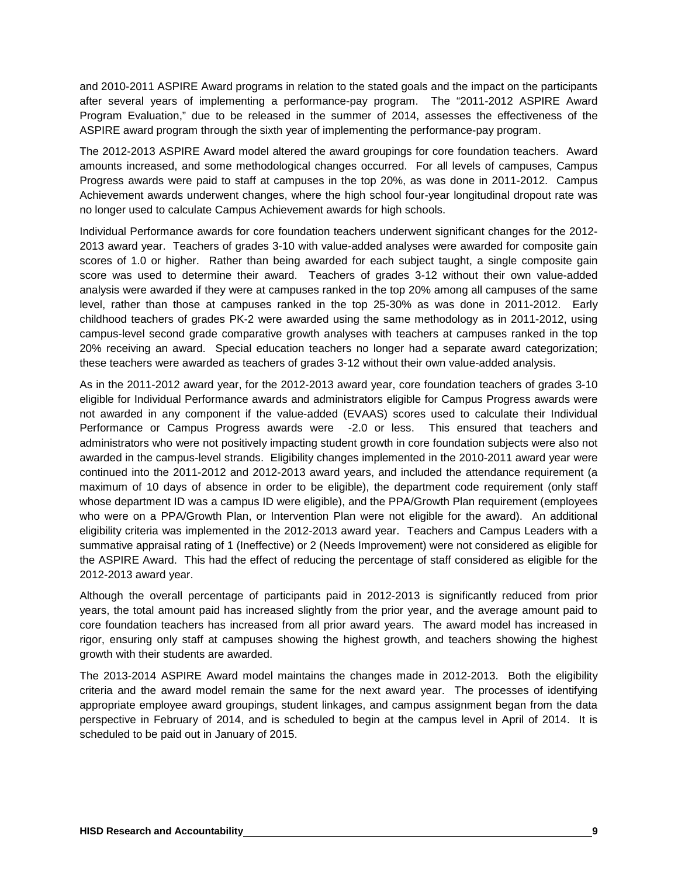and 2010-2011 ASPIRE Award programs in relation to the stated goals and the impact on the participants after several years of implementing a performance-pay program. The "2011-2012 ASPIRE Award Program Evaluation," due to be released in the summer of 2014, assesses the effectiveness of the ASPIRE award program through the sixth year of implementing the performance-pay program.

The 2012-2013 ASPIRE Award model altered the award groupings for core foundation teachers. Award amounts increased, and some methodological changes occurred. For all levels of campuses, Campus Progress awards were paid to staff at campuses in the top 20%, as was done in 2011-2012. Campus Achievement awards underwent changes, where the high school four-year longitudinal dropout rate was no longer used to calculate Campus Achievement awards for high schools.

Individual Performance awards for core foundation teachers underwent significant changes for the 2012-2013 award year. Teachers of grades 3-10 with value-added analyses were awarded for composite gain scores of 1.0 or higher. Rather than being awarded for each subject taught, a single composite gain score was used to determine their award. Teachers of grades 3-12 without their own value-added analysis were awarded if they were at campuses ranked in the top 20% among all campuses of the same level, rather than those at campuses ranked in the top 25-30% as was done in 2011-2012. Early childhood teachers of grades PK-2 were awarded using the same methodology as in 2011-2012, using campus-level second grade comparative growth analyses with teachers at campuses ranked in the top 20% receiving an award. Special education teachers no longer had a separate award categorization; these teachers were awarded as teachers of grades 3-12 without their own value-added analysis.

As in the 2011-2012 award year, for the 2012-2013 award year, core foundation teachers of grades 3-10 eligible for Individual Performance awards and administrators eligible for Campus Progress awards were not awarded in any component if the value-added (EVAAS) scores used to calculate their Individual Performance or Campus Progress awards were -2.0 or less. This ensured that teachers and administrators who were not positively impacting student growth in core foundation subjects were also not awarded in the campus-level strands. Eligibility changes implemented in the 2010-2011 award year were continued into the 2011-2012 and 2012-2013 award years, and included the attendance requirement (a maximum of 10 days of absence in order to be eligible), the department code requirement (only staff whose department ID was a campus ID were eligible), and the PPA/Growth Plan requirement (employees who were on a PPA/Growth Plan, or Intervention Plan were not eligible for the award). An additional eligibility criteria was implemented in the 2012-2013 award year. Teachers and Campus Leaders with a summative appraisal rating of 1 (Ineffective) or 2 (Needs Improvement) were not considered as eligible for the ASPIRE Award. This had the effect of reducing the percentage of staff considered as eligible for the 2012-2013 award year.

Although the overall percentage of participants paid in 2012-2013 is significantly reduced from prior years, the total amount paid has increased slightly from the prior year, and the average amount paid to core foundation teachers has increased from all prior award years. The award model has increased in rigor, ensuring only staff at campuses showing the highest growth, and teachers showing the highest growth with their students are awarded.

The 2013-2014 ASPIRE Award model maintains the changes made in 2012-2013. Both the eligibility criteria and the award model remain the same for the next award year. The processes of identifying appropriate employee award groupings, student linkages, and campus assignment began from the data perspective in February of 2014, and is scheduled to begin at the campus level in April of 2014. It is scheduled to be paid out in January of 2015.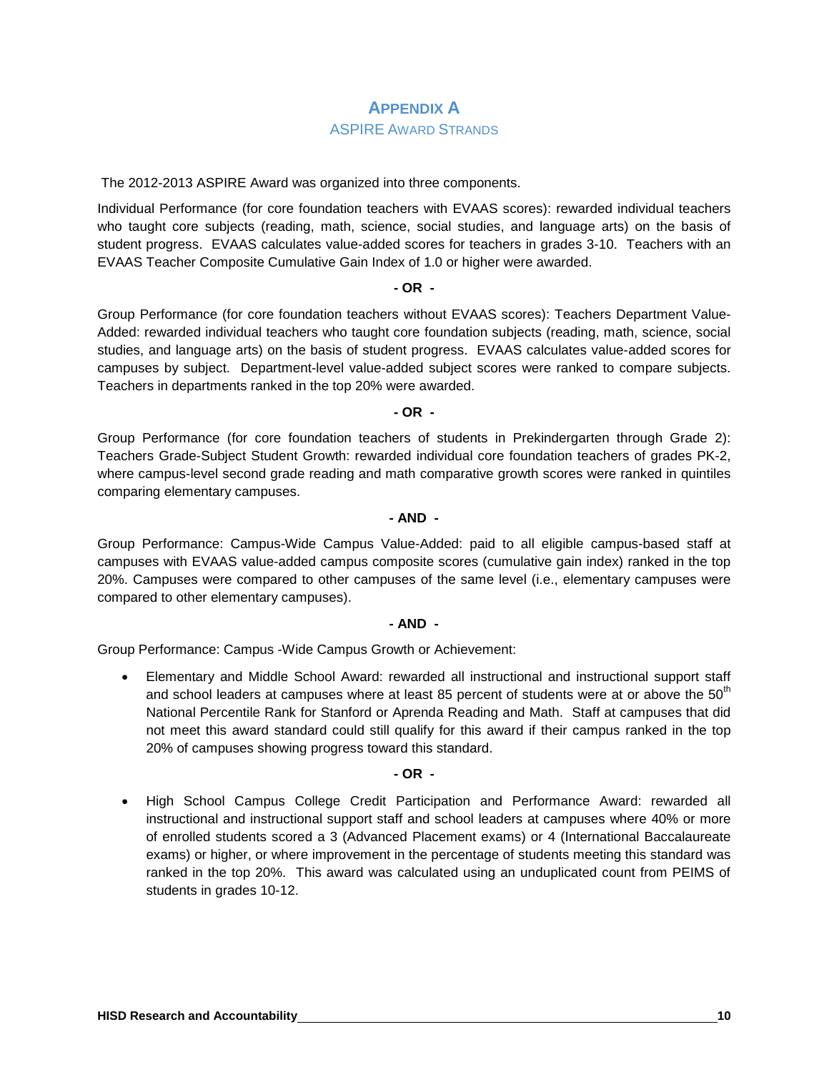# Appendix A

## ASPIRE Award Strands

The 2012-2013 ASPIRE Award was organized into three components.

Individual Performance (for core foundation teachers with EVAAS scores): rewarded individual teachers who taught core subjects (reading, math, science, social studies, and language arts) on the basis of student progress. EVAAS calculates value-added scores for teachers in grades 3-10. Teachers with an EVAAS Teacher Composite Cumulative Gain Index of 1.0 or higher were awarded.

**- OR -**

Group Performance (for core foundation teachers without EVAAS scores): Teachers Department Value-Added: rewarded individual teachers who taught core foundation subjects (reading, math, science, social studies, and language arts) on the basis of student progress. EVAAS calculates value-added scores for campuses by subject. Department-level value-added subject scores were ranked to compare subjects. Teachers in departments ranked in the top 20% were awarded.

**- OR -**

Group Performance (for core foundation teachers of students in Prekindergarten through Grade 2): Teachers Grade-Subject Student Growth: rewarded individual core foundation teachers of grades PK-2, where campus-level second grade reading and math comparative growth scores were ranked in quintiles comparing elementary campuses.

**- AND -**

Group Performance: Campus-Wide Campus Value-Added: paid to all eligible campus-based staff at campuses with EVAAS value-added campus composite scores (cumulative gain index) ranked in the top 20%. Campuses were compared to other campuses of the same level (i.e., elementary campuses were compared to other elementary campuses).

**- AND -**

Group Performance: Campus -Wide Campus Growth or Achievement:

- Elementary and Middle School Award: rewarded all instructional and instructional support staff and school leaders at campuses where at least 85 percent of students were at or above the 50th National Percentile Rank for Stanford or Aprenda Reading and Math. Staff at campuses that did not meet this award standard could still qualify for this award if their campus ranked in the top 20% of campuses showing progress toward this standard.

**- OR -**

- High School Campus College Credit Participation and Performance Award: rewarded all instructional and instructional support staff and school leaders at campuses where 40% or more of enrolled students scored a 3 (Advanced Placement exams) or 4 (International Baccalaureate exams) or higher, or where improvement in the percentage of students meeting this standard was ranked in the top 20%. This award was calculated using an unduplicated count from PEIMS of students in grades 10-12.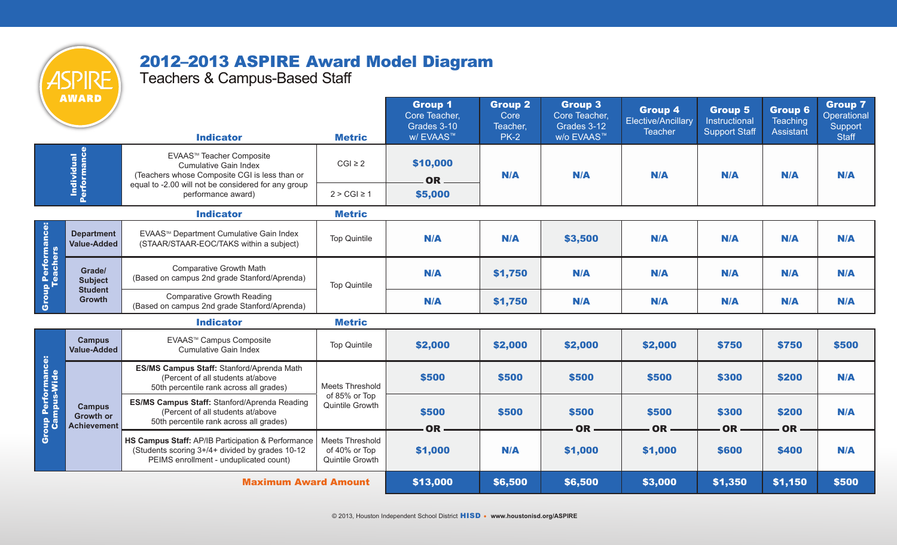# 2012–2013 ASPIRE Award Model Diagram

## Teachers & Campus-Based Staff

| | | Indicator | Metric | Group 1 Core Teacher, Grades 3-10 w/ EVAAS™ | Group 2 Core Teacher, PK-2 | Group 3 Core Teacher, Grades 3-12 w/o EVAAS™ | Group 4 Elective/Ancillary Teacher | Group 5 Instructional Support Staff | Group 6 Teaching Assistant | Group 7 Operational Support Staff |
|---|---|---|---|---|---|---|---|---|---|---|
| Individual Performance | | EVAAS™ Teacher Composite Cumulative Gain Index (Teachers whose Composite CGI is less than or equal to -2.00 will not be considered for any group performance award) | CGI ≥ 2 | $10,000 OR | N/A | N/A | N/A | N/A | N/A | N/A |
| | | | 2 > CGI ≥ 1 | $5,000 | | | | | | |
| | | **Indicator** | **Metric** | | | | | | | |
| Group Performance: Teachers | Department Value-Added | EVAAS™ Department Cumulative Gain Index (STAAR/STAAR-EOC/TAKS within a subject) | Top Quintile | N/A | N/A | $3,500 | N/A | N/A | N/A | N/A |
| | Grade/ Subject Student Growth | Comparative Growth Math (Based on campus 2nd grade Stanford/Aprenda) | Top Quintile | N/A | $1,750 | N/A | N/A | N/A | N/A | N/A |
| | | Comparative Growth Reading (Based on campus 2nd grade Stanford/Aprenda) | | N/A | $1,750 | N/A | N/A | N/A | N/A | N/A |
| | | **Indicator** | **Metric** | | | | | | | |
| Group Performance: Campus-Wide | Campus Value-Added | EVAAS™ Campus Composite Cumulative Gain Index | Top Quintile | $2,000 | $2,000 | $2,000 | $2,000 | $750 | $750 | $500 |
| | Campus Growth or Achievement | **ES/MS Campus Staff:** Stanford/Aprenda Math (Percent of all students at/above 50th percentile rank across all grades) | Meets Threshold of 85% or Top Quintile Growth | $500 | $500 | $500 | $500 | $300 | $200 | N/A |
| | | **ES/MS Campus Staff:** Stanford/Aprenda Reading (Percent of all students at/above 50th percentile rank across all grades) | | $500 OR | $500 | $500 OR | $500 OR | $300 OR | $200 OR | N/A |
| | | **HS Campus Staff:** AP/IB Participation & Performance (Students scoring 3+/4+ divided by grades 10-12 PEIMS enrollment - unduplicated count) | Meets Threshold of 40% or Top Quintile Growth | $1,000 | N/A | $1,000 | $1,000 | $600 | $400 | N/A |
| | | **Maximum Award Amount** | | $13,000 | $6,500 | $6,500 | $3,000 | $1,350 | $1,150 | $500 |

© 2013, Houston Independent School District HISD • www.houstonisd.org/ASPIRE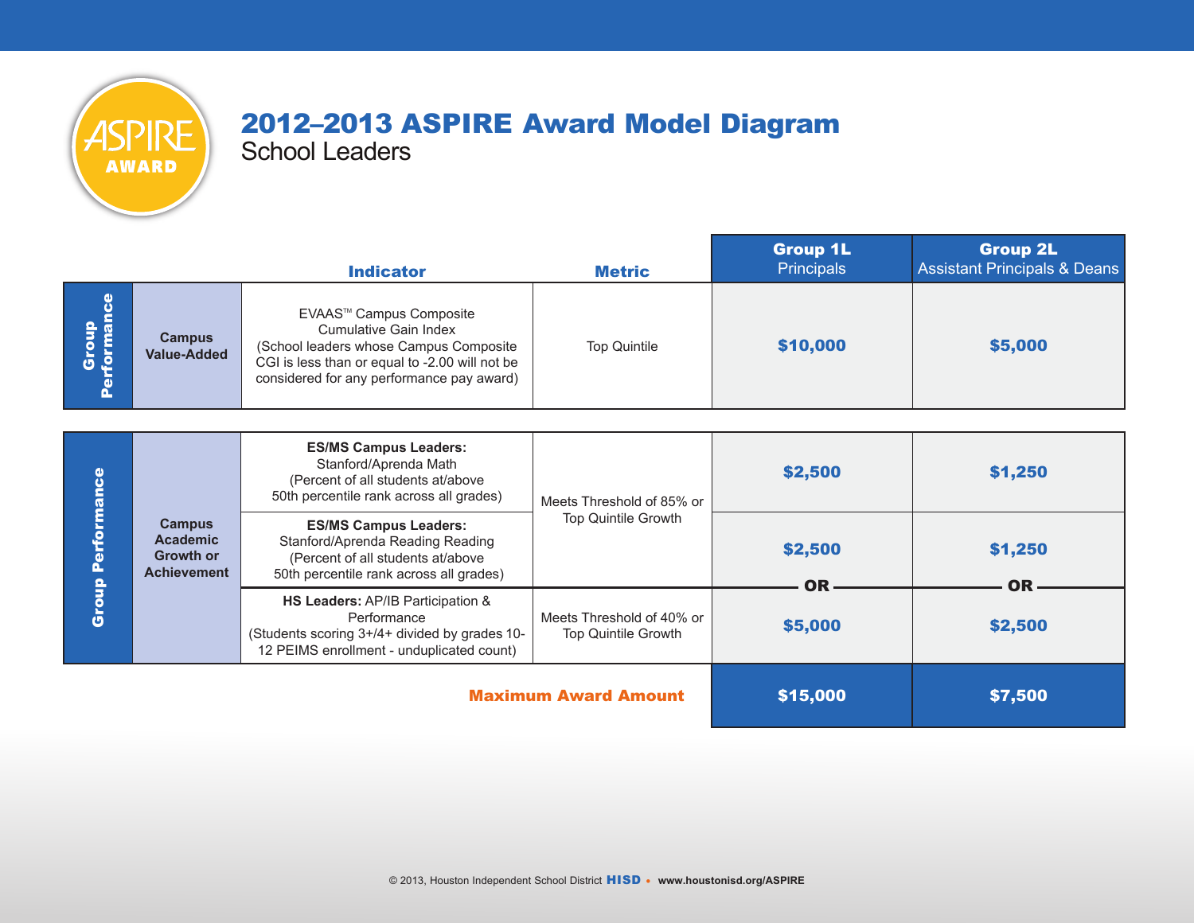ASPIRE AWARD

# 2012–2013 ASPIRE Award Model Diagram

## School Leaders

| | | Indicator | Metric | Group 1L Principals | Group 2L Assistant Principals & Deans |
|---|---|---|---|---|---|
| Group Performance | Campus Value-Added | EVAAS™ Campus Composite Cumulative Gain Index (School leaders whose Campus Composite CGI is less than or equal to -2.00 will not be considered for any performance pay award) | Top Quintile | **$10,000** | **$5,000** |
| Group Performance | Campus Academic Growth or Achievement | **ES/MS Campus Leaders:** Stanford/Aprenda Math (Percent of all students at/above 50th percentile rank across all grades) | Meets Threshold of 85% or Top Quintile Growth | **$2,500** | **$1,250** |
| | | **ES/MS Campus Leaders:** Stanford/Aprenda Reading Reading (Percent of all students at/above 50th percentile rank across all grades) | | **$2,500** | **$1,250** |
| | | | | **OR** | **OR** |
| | | **HS Leaders:** AP/IB Participation & Performance (Students scoring 3+/4+ divided by grades 10-12 PEIMS enrollment - unduplicated count) | Meets Threshold of 40% or Top Quintile Growth | **$5,000** | **$2,500** |
| | | | **Maximum Award Amount** | **$15,000** | **$7,500** |

© 2013, Houston Independent School District **HISD** • **www.houstonisd.org/ASPIRE**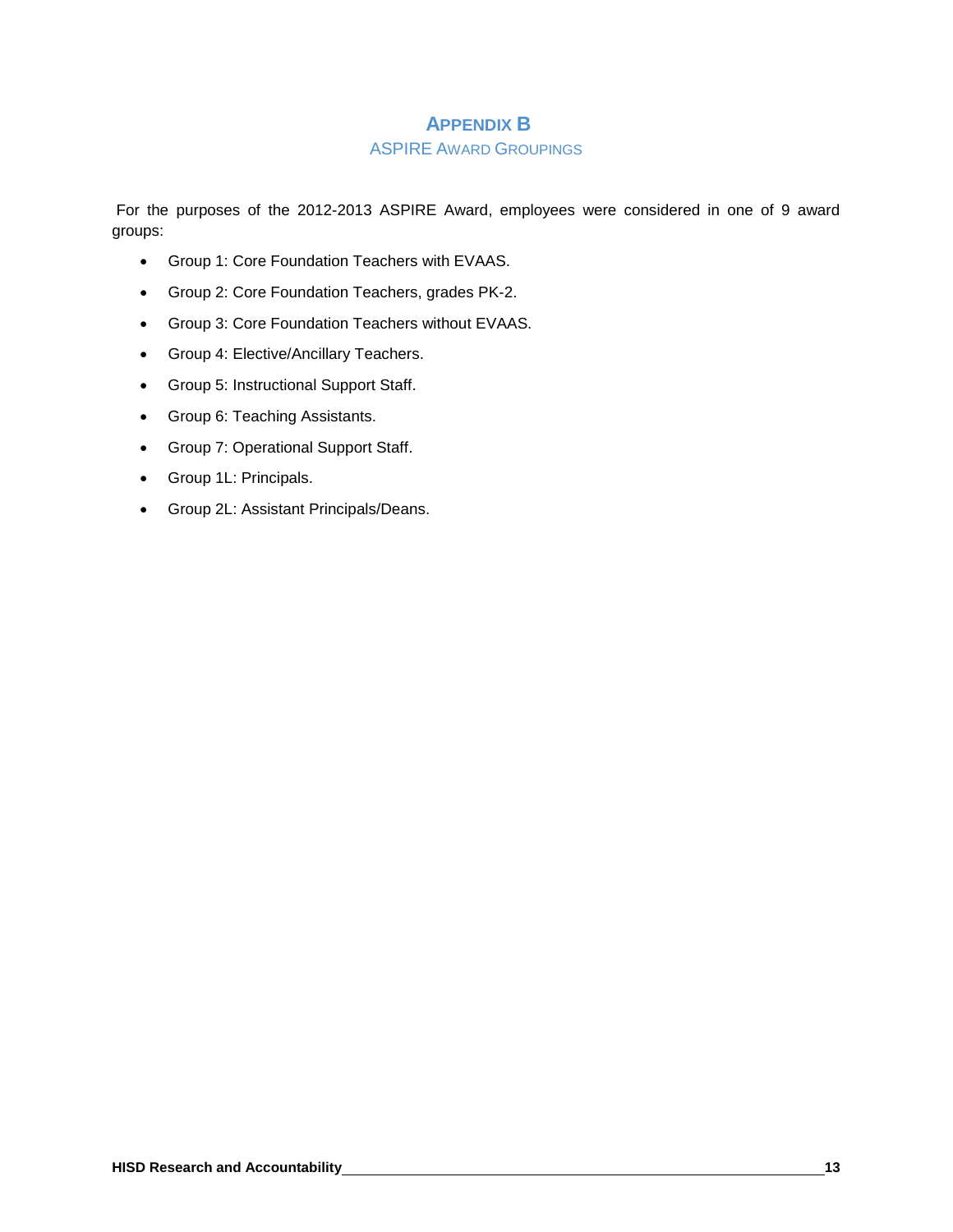# APPENDIX B

## ASPIRE AWARD GROUPINGS

For the purposes of the 2012-2013 ASPIRE Award, employees were considered in one of 9 award groups:

- Group 1: Core Foundation Teachers with EVAAS.
- Group 2: Core Foundation Teachers, grades PK-2.
- Group 3: Core Foundation Teachers without EVAAS.
- Group 4: Elective/Ancillary Teachers.
- Group 5: Instructional Support Staff.
- Group 6: Teaching Assistants.
- Group 7: Operational Support Staff.
- Group 1L: Principals.
- Group 2L: Assistant Principals/Deans.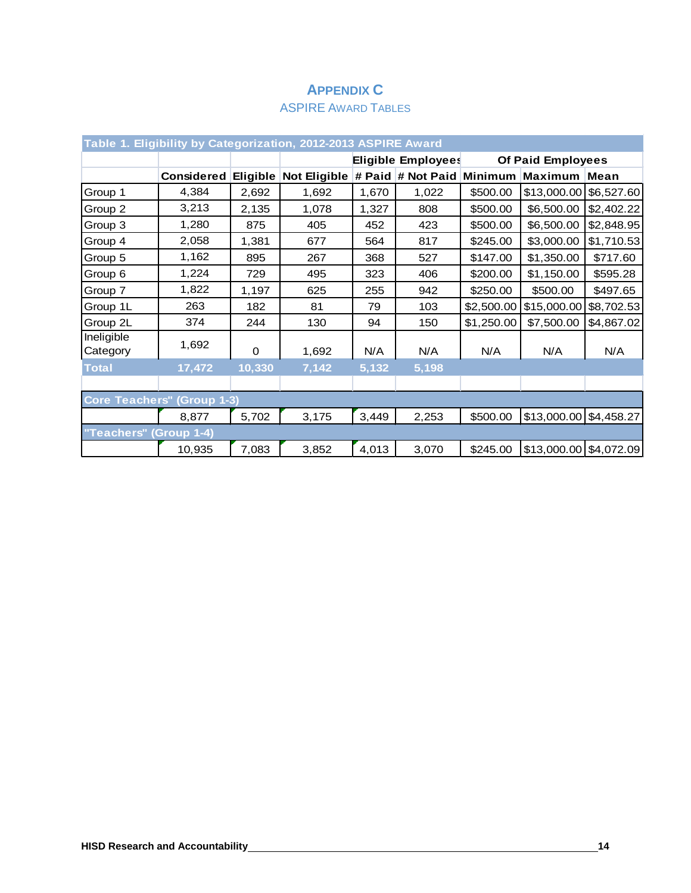# APPENDIX C

## ASPIRE AWARD TABLES

**Table 1. Eligibility by Categorization, 2012-2013 ASPIRE Award**

| | | | | Eligible Employees | | Of Paid Employees | | |
|---|---|---|---|---|---|---|---|---|
| | Considered | Eligible | Not Eligible | # Paid | # Not Paid | Minimum | Maximum | Mean |
| Group 1 | 4,384 | 2,692 | 1,692 | 1,670 | 1,022 | $500.00 | $13,000.00 | $6,527.60 |
| Group 2 | 3,213 | 2,135 | 1,078 | 1,327 | 808 | $500.00 | $6,500.00 | $2,402.22 |
| Group 3 | 1,280 | 875 | 405 | 452 | 423 | $500.00 | $6,500.00 | $2,848.95 |
| Group 4 | 2,058 | 1,381 | 677 | 564 | 817 | $245.00 | $3,000.00 | $1,710.53 |
| Group 5 | 1,162 | 895 | 267 | 368 | 527 | $147.00 | $1,350.00 | $717.60 |
| Group 6 | 1,224 | 729 | 495 | 323 | 406 | $200.00 | $1,150.00 | $595.28 |
| Group 7 | 1,822 | 1,197 | 625 | 255 | 942 | $250.00 | $500.00 | $497.65 |
| Group 1L | 263 | 182 | 81 | 79 | 103 | $2,500.00 | $15,000.00 | $8,702.53 |
| Group 2L | 374 | 244 | 130 | 94 | 150 | $1,250.00 | $7,500.00 | $4,867.02 |
| Ineligible Category | 1,692 | 0 | 1,692 | N/A | N/A | N/A | N/A | N/A |
| **Total** | **17,472** | **10,330** | **7,142** | **5,132** | **5,198** | | | |
| | | | | | | | | |
| **Core Teachers" (Group 1-3)** | | | | | | | | |
| | 8,877 | 5,702 | 3,175 | 3,449 | 2,253 | $500.00 | $13,000.00 | $4,458.27 |
| **"Teachers" (Group 1-4)** | | | | | | | | |
| | 10,935 | 7,083 | 3,852 | 4,013 | 3,070 | $245.00 | $13,000.00 | $4,072.09 |

HISD Research and Accountability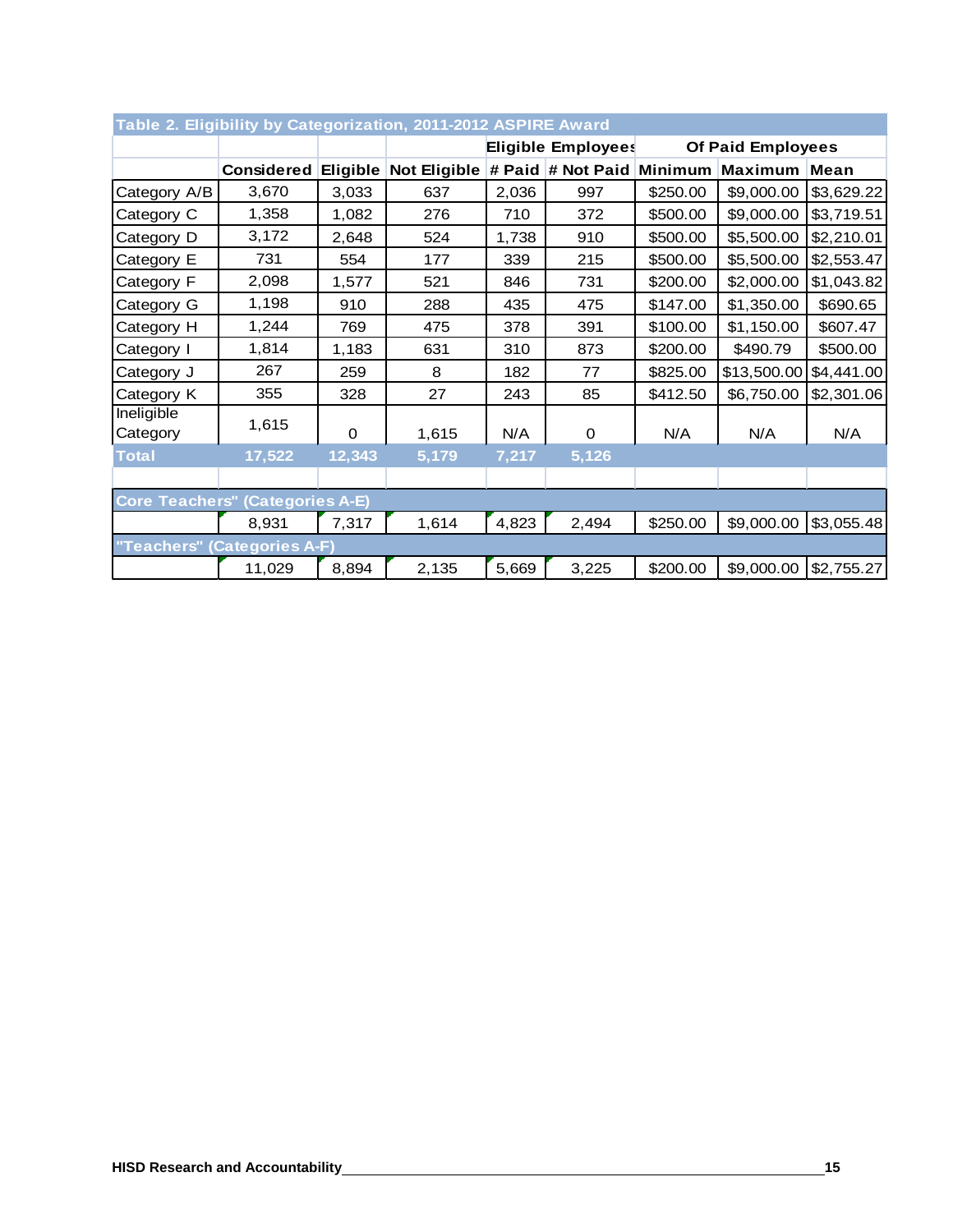**Table 2. Eligibility by Categorization, 2011-2012 ASPIRE Award**

| | | | | Eligible Employees | | Of Paid Employees | | |
|---|---|---|---|---|---|---|---|---|
| | Considered | Eligible | Not Eligible | # Paid | # Not Paid | Minimum | Maximum | Mean |
| Category A/B | 3,670 | 3,033 | 637 | 2,036 | 997 | $250.00 | $9,000.00 | $3,629.22 |
| Category C | 1,358 | 1,082 | 276 | 710 | 372 | $500.00 | $9,000.00 | $3,719.51 |
| Category D | 3,172 | 2,648 | 524 | 1,738 | 910 | $500.00 | $5,500.00 | $2,210.01 |
| Category E | 731 | 554 | 177 | 339 | 215 | $500.00 | $5,500.00 | $2,553.47 |
| Category F | 2,098 | 1,577 | 521 | 846 | 731 | $200.00 | $2,000.00 | $1,043.82 |
| Category G | 1,198 | 910 | 288 | 435 | 475 | $147.00 | $1,350.00 | $690.65 |
| Category H | 1,244 | 769 | 475 | 378 | 391 | $100.00 | $1,150.00 | $607.47 |
| Category I | 1,814 | 1,183 | 631 | 310 | 873 | $200.00 | $490.79 | $500.00 |
| Category J | 267 | 259 | 8 | 182 | 77 | $825.00 | $13,500.00 | $4,441.00 |
| Category K | 355 | 328 | 27 | 243 | 85 | $412.50 | $6,750.00 | $2,301.06 |
| Ineligible Category | 1,615 | 0 | 1,615 | N/A | 0 | N/A | N/A | N/A |
| **Total** | **17,522** | **12,343** | **5,179** | **7,217** | **5,126** | | | |
| | | | | | | | | |
| **Core Teachers" (Categories A-E)** | | | | | | | | |
| | 8,931 | 7,317 | 1,614 | 4,823 | 2,494 | $250.00 | $9,000.00 | $3,055.48 |
| **"Teachers" (Categories A-F)** | | | | | | | | |
| | 11,029 | 8,894 | 2,135 | 5,669 | 3,225 | $200.00 | $9,000.00 | $2,755.27 |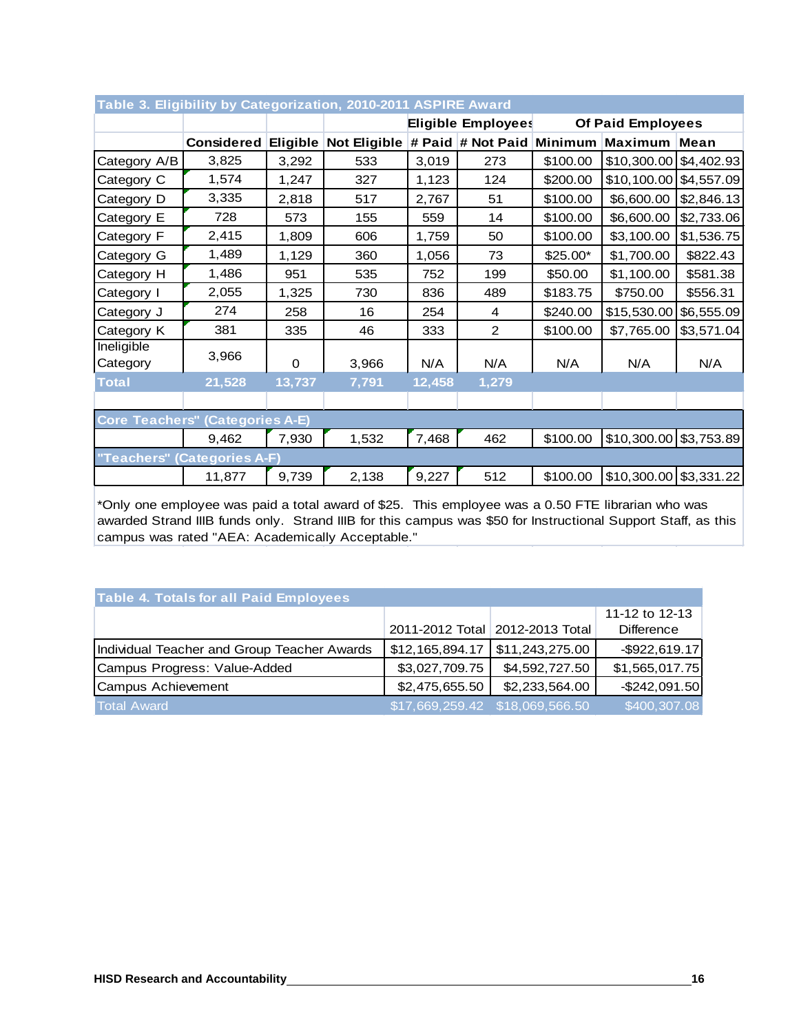**Table 3. Eligibility by Categorization, 2010-2011 ASPIRE Award**

| | | | | Eligible Employees | | Of Paid Employees | | |
|---|---|---|---|---|---|---|---|---|
| | Considered | Eligible | Not Eligible | # Paid | # Not Paid | Minimum | Maximum | Mean |
| Category A/B | 3,825 | 3,292 | 533 | 3,019 | 273 | $100.00 | $10,300.00 | $4,402.93 |
| Category C | 1,574 | 1,247 | 327 | 1,123 | 124 | $200.00 | $10,100.00 | $4,557.09 |
| Category D | 3,335 | 2,818 | 517 | 2,767 | 51 | $100.00 | $6,600.00 | $2,846.13 |
| Category E | 728 | 573 | 155 | 559 | 14 | $100.00 | $6,600.00 | $2,733.06 |
| Category F | 2,415 | 1,809 | 606 | 1,759 | 50 | $100.00 | $3,100.00 | $1,536.75 |
| Category G | 1,489 | 1,129 | 360 | 1,056 | 73 | $25.00* | $1,700.00 | $822.43 |
| Category H | 1,486 | 951 | 535 | 752 | 199 | $50.00 | $1,100.00 | $581.38 |
| Category I | 2,055 | 1,325 | 730 | 836 | 489 | $183.75 | $750.00 | $556.31 |
| Category J | 274 | 258 | 16 | 254 | 4 | $240.00 | $15,530.00 | $6,555.09 |
| Category K | 381 | 335 | 46 | 333 | 2 | $100.00 | $7,765.00 | $3,571.04 |
| Ineligible Category | 3,966 | 0 | 3,966 | N/A | N/A | N/A | N/A | N/A |
| **Total** | **21,528** | **13,737** | **7,791** | **12,458** | **1,279** | | | |
| **Core Teachers" (Categories A-E)** | | | | | | | | |
| | 9,462 | 7,930 | 1,532 | 7,468 | 462 | $100.00 | $10,300.00 | $3,753.89 |
| **"Teachers" (Categories A-F)** | | | | | | | | |
| | 11,877 | 9,739 | 2,138 | 9,227 | 512 | $100.00 | $10,300.00 | $3,331.22 |

*Only one employee was paid a total award of $25. This employee was a 0.50 FTE librarian who was awarded Strand IIIB funds only. Strand IIIB for this campus was $50 for Instructional Support Staff, as this campus was rated "AEA: Academically Acceptable."

**Table 4. Totals for all Paid Employees**

| | 2011-2012 Total | 2012-2013 Total | 11-12 to 12-13 Difference |
|---|---|---|---|
| Individual Teacher and Group Teacher Awards | $12,165,894.17 | $11,243,275.00 | -$922,619.17 |
| Campus Progress: Value-Added | $3,027,709.75 | $4,592,727.50 | $1,565,017.75 |
| Campus Achievement | $2,475,655.50 | $2,233,564.00 | -$242,091.50 |
| Total Award | $17,669,259.42 | $18,069,566.50 | $400,307.08 |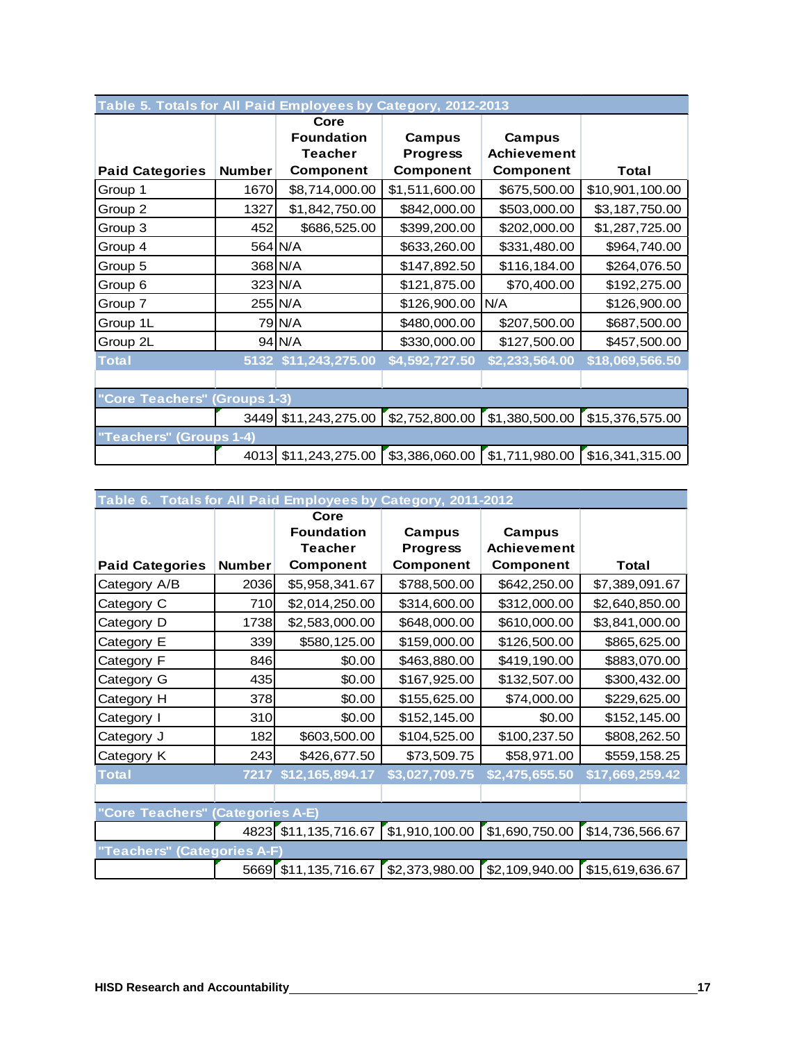**Table 5. Totals for All Paid Employees by Category, 2012-2013**

| Paid Categories | Number | Core Foundation Teacher Component | Campus Progress Component | Campus Achievement Component | Total |
|---|---|---|---|---|---|
| Group 1 | 1670 | $8,714,000.00 | $1,511,600.00 | $675,500.00 | $10,901,100.00 |
| Group 2 | 1327 | $1,842,750.00 | $842,000.00 | $503,000.00 | $3,187,750.00 |
| Group 3 | 452 | $686,525.00 | $399,200.00 | $202,000.00 | $1,287,725.00 |
| Group 4 | 564 | N/A | $633,260.00 | $331,480.00 | $964,740.00 |
| Group 5 | 368 | N/A | $147,892.50 | $116,184.00 | $264,076.50 |
| Group 6 | 323 | N/A | $121,875.00 | $70,400.00 | $192,275.00 |
| Group 7 | 255 | N/A | $126,900.00 | N/A | $126,900.00 |
| Group 1L | 79 | N/A | $480,000.00 | $207,500.00 | $687,500.00 |
| Group 2L | 94 | N/A | $330,000.00 | $127,500.00 | $457,500.00 |
| **Total** | **5132** | **$11,243,275.00** | **$4,592,727.50** | **$2,233,564.00** | **$18,069,566.50** |
| | | | | | |
| **"Core Teachers" (Groups 1-3)** | | | | | |
| | 3449 | $11,243,275.00 | $2,752,800.00 | $1,380,500.00 | $15,376,575.00 |
| **"Teachers" (Groups 1-4)** | | | | | |
| | 4013 | $11,243,275.00 | $3,386,060.00 | $1,711,980.00 | $16,341,315.00 |

**Table 6. Totals for All Paid Employees by Category, 2011-2012**

| Paid Categories | Number | Core Foundation Teacher Component | Campus Progress Component | Campus Achievement Component | Total |
|---|---|---|---|---|---|
| Category A/B | 2036 | $5,958,341.67 | $788,500.00 | $642,250.00 | $7,389,091.67 |
| Category C | 710 | $2,014,250.00 | $314,600.00 | $312,000.00 | $2,640,850.00 |
| Category D | 1738 | $2,583,000.00 | $648,000.00 | $610,000.00 | $3,841,000.00 |
| Category E | 339 | $580,125.00 | $159,000.00 | $126,500.00 | $865,625.00 |
| Category F | 846 | $0.00 | $463,880.00 | $419,190.00 | $883,070.00 |
| Category G | 435 | $0.00 | $167,925.00 | $132,507.00 | $300,432.00 |
| Category H | 378 | $0.00 | $155,625.00 | $74,000.00 | $229,625.00 |
| Category I | 310 | $0.00 | $152,145.00 | $0.00 | $152,145.00 |
| Category J | 182 | $603,500.00 | $104,525.00 | $100,237.50 | $808,262.50 |
| Category K | 243 | $426,677.50 | $73,509.75 | $58,971.00 | $559,158.25 |
| **Total** | **7217** | **$12,165,894.17** | **$3,027,709.75** | **$2,475,655.50** | **$17,669,259.42** |
| | | | | | |
| **"Core Teachers" (Categories A-E)** | | | | | |
| | 4823 | $11,135,716.67 | $1,910,100.00 | $1,690,750.00 | $14,736,566.67 |
| **"Teachers" (Categories A-F)** | | | | | |
| | 5669 | $11,135,716.67 | $2,373,980.00 | $2,109,940.00 | $15,619,636.67 |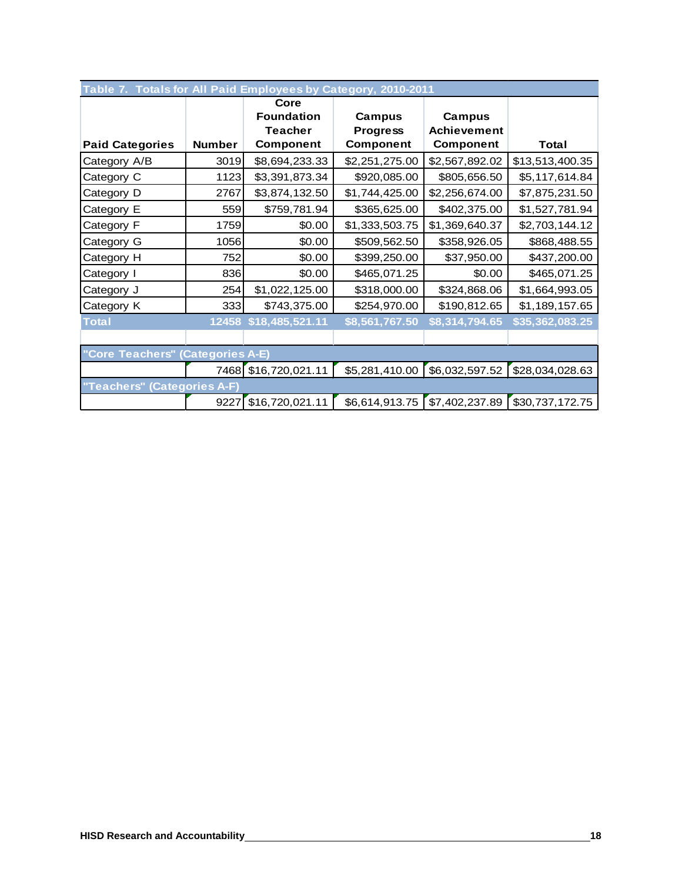Table 7. Totals for All Paid Employees by Category, 2010-2011

| Paid Categories | Number | Core Foundation Teacher Component | Campus Progress Component | Campus Achievement Component | Total |
|---|---|---|---|---|---|
| Category A/B | 3019 | $8,694,233.33 | $2,251,275.00 | $2,567,892.02 | $13,513,400.35 |
| Category C | 1123 | $3,391,873.34 | $920,085.00 | $805,656.50 | $5,117,614.84 |
| Category D | 2767 | $3,874,132.50 | $1,744,425.00 | $2,256,674.00 | $7,875,231.50 |
| Category E | 559 | $759,781.94 | $365,625.00 | $402,375.00 | $1,527,781.94 |
| Category F | 1759 | $0.00 | $1,333,503.75 | $1,369,640.37 | $2,703,144.12 |
| Category G | 1056 | $0.00 | $509,562.50 | $358,926.05 | $868,488.55 |
| Category H | 752 | $0.00 | $399,250.00 | $37,950.00 | $437,200.00 |
| Category I | 836 | $0.00 | $465,071.25 | $0.00 | $465,071.25 |
| Category J | 254 | $1,022,125.00 | $318,000.00 | $324,868.06 | $1,664,993.05 |
| Category K | 333 | $743,375.00 | $254,970.00 | $190,812.65 | $1,189,157.65 |
| **Total** | **12458** | **$18,485,521.11** | **$8,561,767.50** | **$8,314,794.65** | **$35,362,083.25** |
| | | | | | |
| **"Core Teachers" (Categories A-E)** | | | | | |
| | 7468 | $16,720,021.11 | $5,281,410.00 | $6,032,597.52 | $28,034,028.63 |
| **"Teachers" (Categories A-F)** | | | | | |
| | 9227 | $16,720,021.11 | $6,614,913.75 | $7,402,237.89 | $30,737,172.75 |